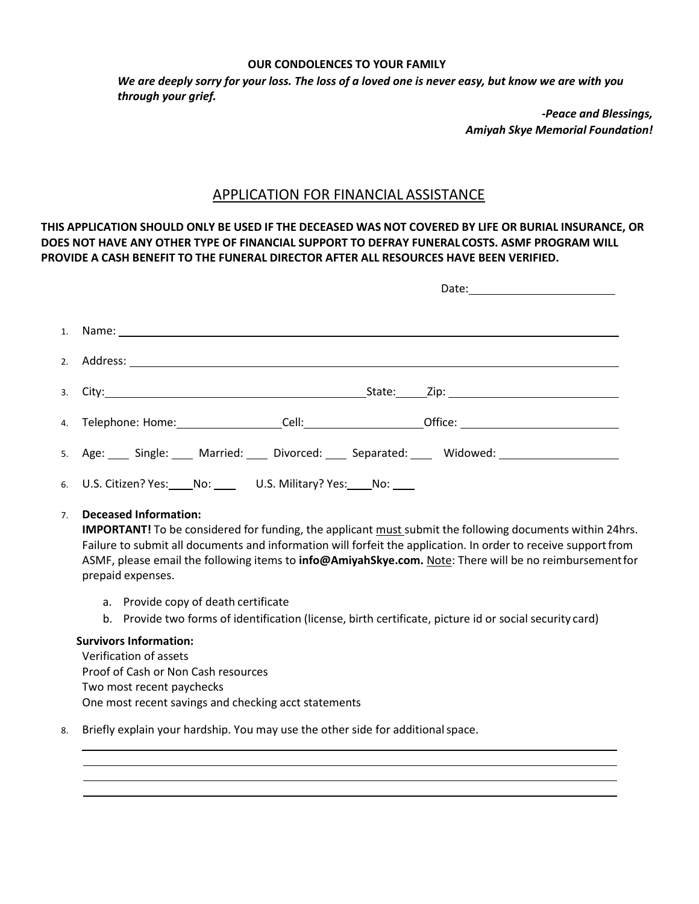**OUR CONDOLENCES TO YOUR FAMILY**

***We are deeply sorry for your loss. The loss of a loved one is never easy, but know we are with you through your grief.***

***-Peace and Blessings,***
***Amiyah Skye Memorial Foundation!***

# APPLICATION FOR FINANCIAL ASSISTANCE

**THIS APPLICATION SHOULD ONLY BE USED IF THE DECEASED WAS NOT COVERED BY LIFE OR BURIAL INSURANCE, OR DOES NOT HAVE ANY OTHER TYPE OF FINANCIAL SUPPORT TO DEFRAY FUNERAL COSTS. ASMF PROGRAM WILL PROVIDE A CASH BENEFIT TO THE FUNERAL DIRECTOR AFTER ALL RESOURCES HAVE BEEN VERIFIED.**

Date: ____________________

1. Name: ____________________
2. Address: ____________________
3. City: ____________________ State: _____ Zip: ____________________
4. Telephone: Home: ______________ Cell: ______________ Office: ______________
5. Age: ____ Single: ____ Married: ____ Divorced: ____ Separated: ____ Widowed: ______________
6. U.S. Citizen? Yes: ____ No: ____ U.S. Military? Yes: ____ No: ____
7. **Deceased Information:**
   **IMPORTANT!** To be considered for funding, the applicant must submit the following documents within 24hrs. Failure to submit all documents and information will forfeit the application. In order to receive support from ASMF, please email the following items to **info@AmiyahSkye.com.** Note: There will be no reimbursement for prepaid expenses.

   a. Provide copy of death certificate
   b. Provide two forms of identification (license, birth certificate, picture id or social security card)

   **Survivors Information:**
   Verification of assets
   Proof of Cash or Non Cash resources
   Two most recent paychecks
   One most recent savings and checking acct statements

8. Briefly explain your hardship. You may use the other side for additional space.

____________________

____________________

____________________

____________________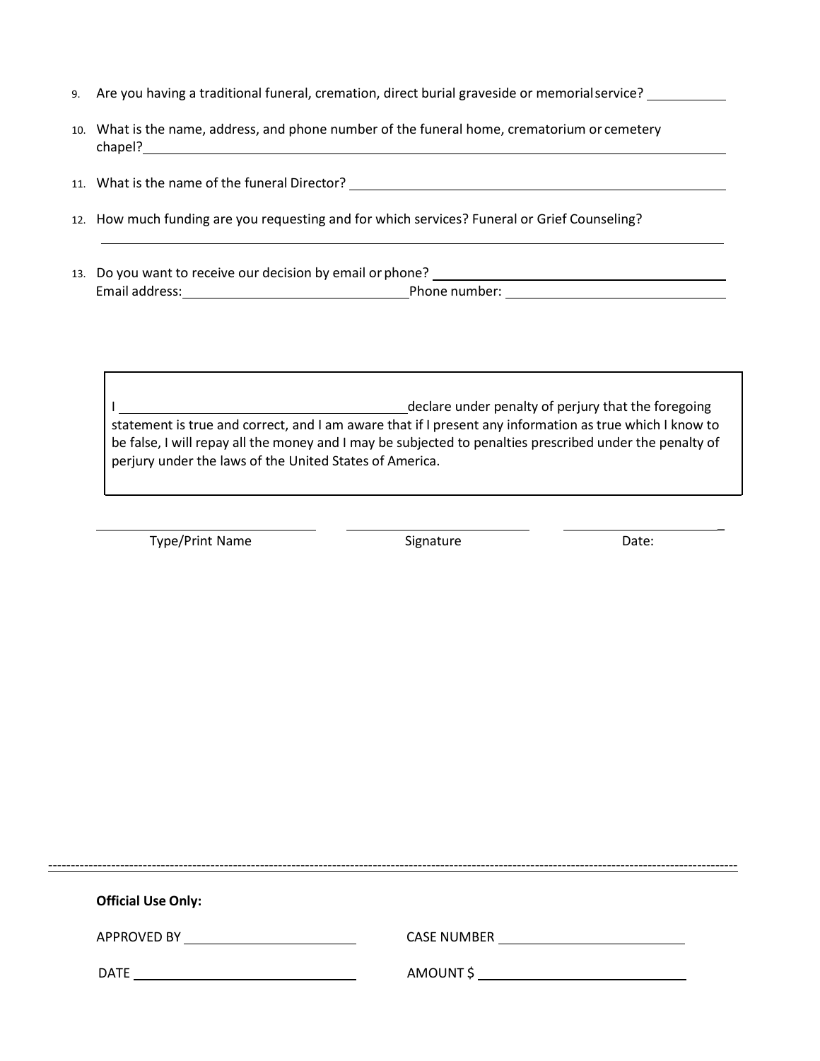9. Are you having a traditional funeral, cremation, direct burial graveside or memorial service? ___________

10. What is the name, address, and phone number of the funeral home, crematorium or cemetery chapel? ___________________________________________________________________________

11. What is the name of the funeral Director? ___________________________________________

12. How much funding are you requesting and for which services? Funeral or Grief Counseling?

    ___________________________________________________________________________

13. Do you want to receive our decision by email or phone? ______________________________
    Email address: ______________________________ Phone number: ______________________________

> I ________________________________________ declare under penalty of perjury that the foregoing statement is true and correct, and I am aware that if I present any information as true which I know to be false, I will repay all the money and I may be subjected to penalties prescribed under the penalty of perjury under the laws of the United States of America.

______________________________ ______________________________ ______________________________
Type/Print Name Signature Date:

---

**Official Use Only:**

APPROVED BY ______________________ CASE NUMBER ______________________

DATE ______________________ AMOUNT $ ______________________